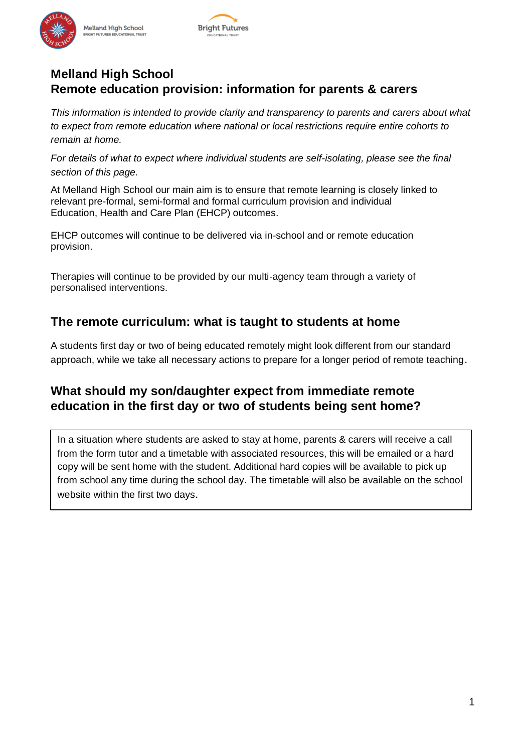# Melland High School
# Remote education provision: information for parents & carers

*This information is intended to provide clarity and transparency to parents and carers about what to expect from remote education where national or local restrictions require entire cohorts to remain at home.*

*For details of what to expect where individual students are self-isolating, please see the final section of this page.*

At Melland High School our main aim is to ensure that remote learning is closely linked to relevant pre-formal, semi-formal and formal curriculum provision and individual Education, Health and Care Plan (EHCP) outcomes.

EHCP outcomes will continue to be delivered via in-school and or remote education provision.

Therapies will continue to be provided by our multi-agency team through a variety of personalised interventions.

## The remote curriculum: what is taught to students at home

A students first day or two of being educated remotely might look different from our standard approach, while we take all necessary actions to prepare for a longer period of remote teaching.

## What should my son/daughter expect from immediate remote education in the first day or two of students being sent home?

In a situation where students are asked to stay at home, parents & carers will receive a call from the form tutor and a timetable with associated resources, this will be emailed or a hard copy will be sent home with the student. Additional hard copies will be available to pick up from school any time during the school day. The timetable will also be available on the school website within the first two days.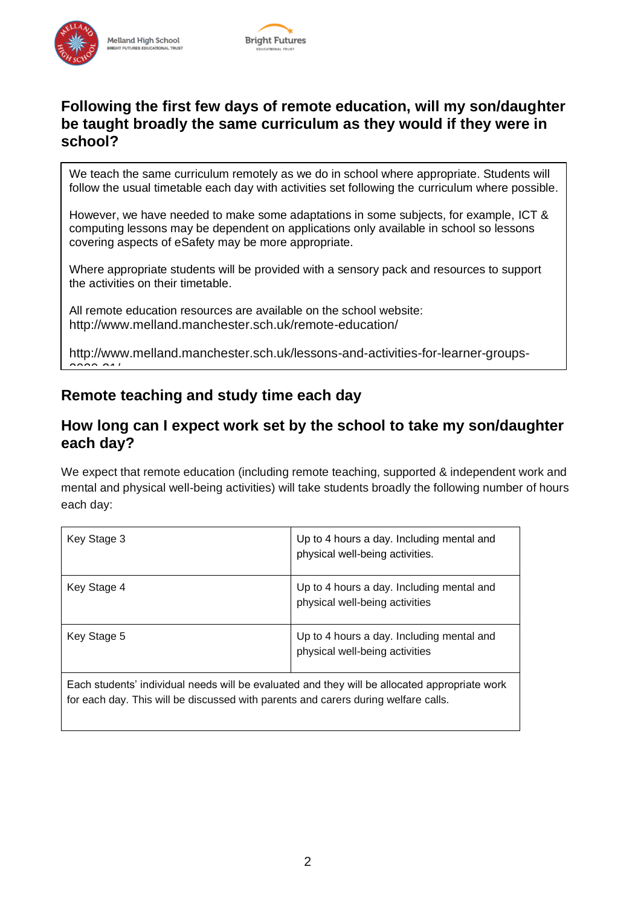## Following the first few days of remote education, will my son/daughter be taught broadly the same curriculum as they would if they were in school?

We teach the same curriculum remotely as we do in school where appropriate. Students will follow the usual timetable each day with activities set following the curriculum where possible.

However, we have needed to make some adaptations in some subjects, for example, ICT & computing lessons may be dependent on applications only available in school so lessons covering aspects of eSafety may be more appropriate.

Where appropriate students will be provided with a sensory pack and resources to support the activities on their timetable.

All remote education resources are available on the school website:
http://www.melland.manchester.sch.uk/remote-education/

http://www.melland.manchester.sch.uk/lessons-and-activities-for-learner-groups-2020-21/

## Remote teaching and study time each day

## How long can I expect work set by the school to take my son/daughter each day?

We expect that remote education (including remote teaching, supported & independent work and mental and physical well-being activities) will take students broadly the following number of hours each day:

| | |
|---|---|
| Key Stage 3 | Up to 4 hours a day. Including mental and physical well-being activities. |
| Key Stage 4 | Up to 4 hours a day. Including mental and physical well-being activities |
| Key Stage 5 | Up to 4 hours a day. Including mental and physical well-being activities |
| Each students' individual needs will be evaluated and they will be allocated appropriate work for each day. This will be discussed with parents and carers during welfare calls. | |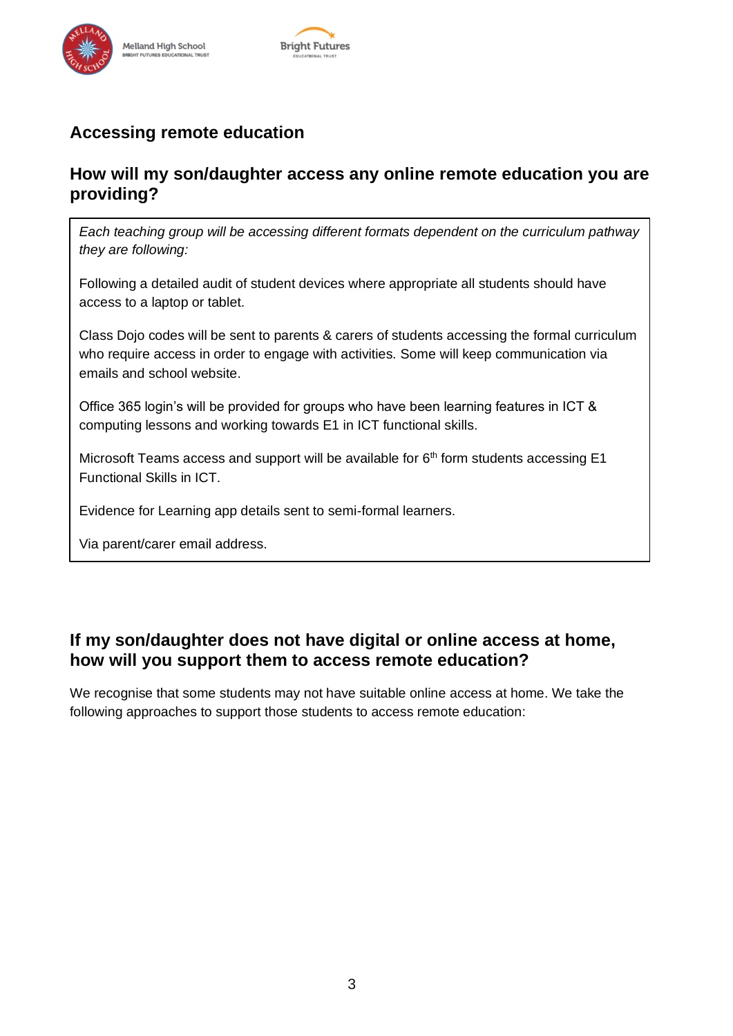## Accessing remote education

### How will my son/daughter access any online remote education you are providing?

*Each teaching group will be accessing different formats dependent on the curriculum pathway they are following:*

Following a detailed audit of student devices where appropriate all students should have access to a laptop or tablet.

Class Dojo codes will be sent to parents & carers of students accessing the formal curriculum who require access in order to engage with activities. Some will keep communication via emails and school website.

Office 365 login's will be provided for groups who have been learning features in ICT & computing lessons and working towards E1 in ICT functional skills.

Microsoft Teams access and support will be available for 6th form students accessing E1 Functional Skills in ICT.

Evidence for Learning app details sent to semi-formal learners.

Via parent/carer email address.

### If my son/daughter does not have digital or online access at home, how will you support them to access remote education?

We recognise that some students may not have suitable online access at home. We take the following approaches to support those students to access remote education: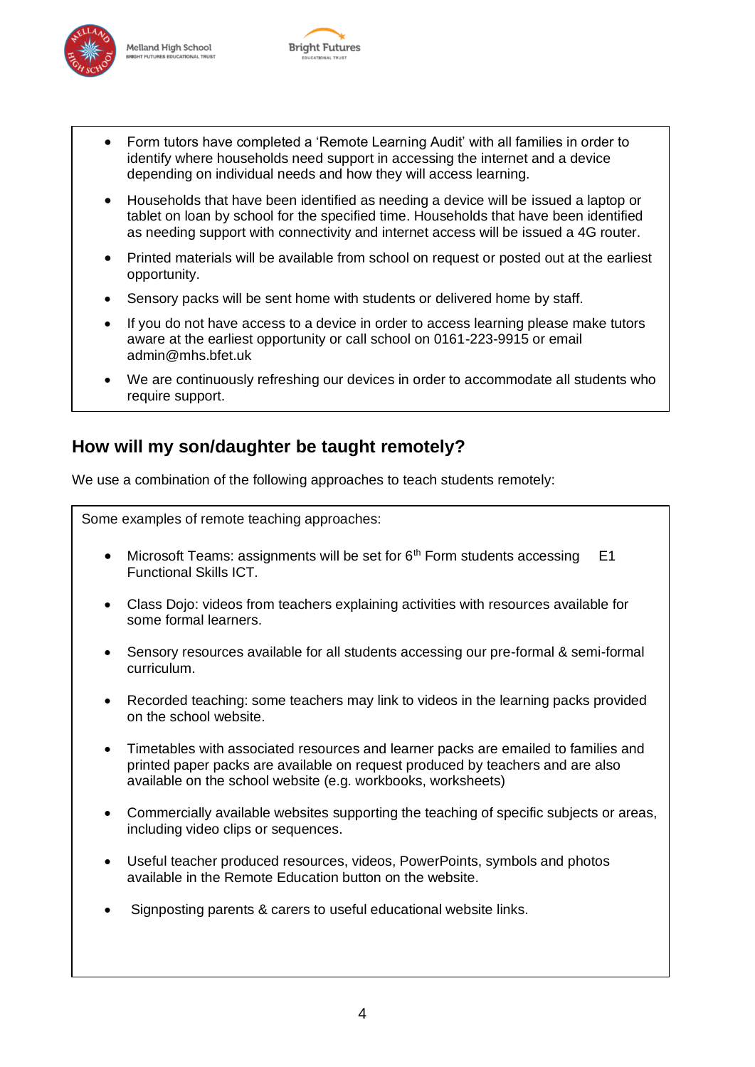- Form tutors have completed a 'Remote Learning Audit' with all families in order to identify where households need support in accessing the internet and a device depending on individual needs and how they will access learning.
- Households that have been identified as needing a device will be issued a laptop or tablet on loan by school for the specified time. Households that have been identified as needing support with connectivity and internet access will be issued a 4G router.
- Printed materials will be available from school on request or posted out at the earliest opportunity.
- Sensory packs will be sent home with students or delivered home by staff.
- If you do not have access to a device in order to access learning please make tutors aware at the earliest opportunity or call school on 0161-223-9915 or email admin@mhs.bfet.uk
- We are continuously refreshing our devices in order to accommodate all students who require support.

## How will my son/daughter be taught remotely?

We use a combination of the following approaches to teach students remotely:

Some examples of remote teaching approaches:

- Microsoft Teams: assignments will be set for 6th Form students accessing E1 Functional Skills ICT.
- Class Dojo: videos from teachers explaining activities with resources available for some formal learners.
- Sensory resources available for all students accessing our pre-formal & semi-formal curriculum.
- Recorded teaching: some teachers may link to videos in the learning packs provided on the school website.
- Timetables with associated resources and learner packs are emailed to families and printed paper packs are available on request produced by teachers and are also available on the school website (e.g. workbooks, worksheets)
- Commercially available websites supporting the teaching of specific subjects or areas, including video clips or sequences.
- Useful teacher produced resources, videos, PowerPoints, symbols and photos available in the Remote Education button on the website.
- Signposting parents & carers to useful educational website links.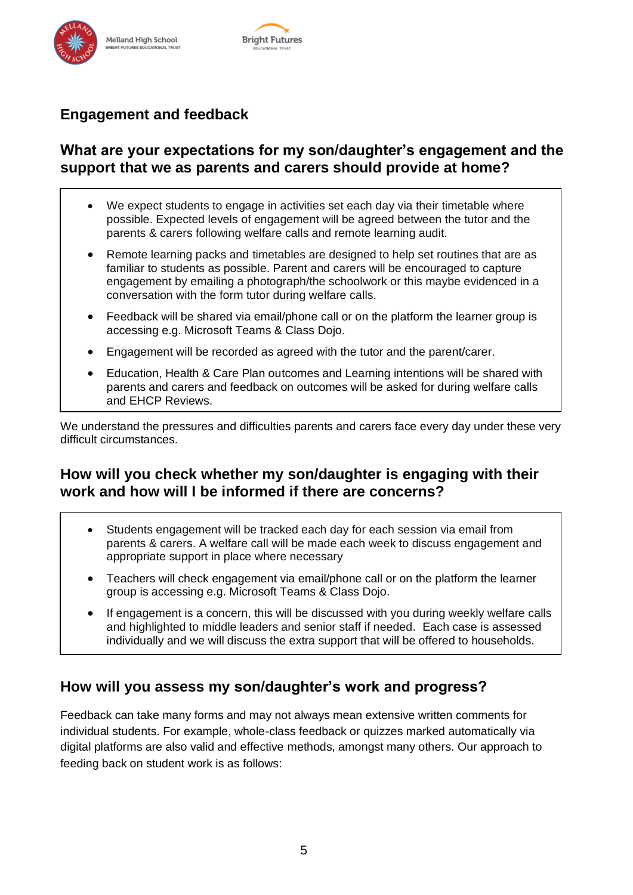## Engagement and feedback

### What are your expectations for my son/daughter's engagement and the support that we as parents and carers should provide at home?

- We expect students to engage in activities set each day via their timetable where possible. Expected levels of engagement will be agreed between the tutor and the parents & carers following welfare calls and remote learning audit.
- Remote learning packs and timetables are designed to help set routines that are as familiar to students as possible. Parent and carers will be encouraged to capture engagement by emailing a photograph/the schoolwork or this maybe evidenced in a conversation with the form tutor during welfare calls.
- Feedback will be shared via email/phone call or on the platform the learner group is accessing e.g. Microsoft Teams & Class Dojo.
- Engagement will be recorded as agreed with the tutor and the parent/carer.
- Education, Health & Care Plan outcomes and Learning intentions will be shared with parents and carers and feedback on outcomes will be asked for during welfare calls and EHCP Reviews.

We understand the pressures and difficulties parents and carers face every day under these very difficult circumstances.

### How will you check whether my son/daughter is engaging with their work and how will I be informed if there are concerns?

- Students engagement will be tracked each day for each session via email from parents & carers. A welfare call will be made each week to discuss engagement and appropriate support in place where necessary
- Teachers will check engagement via email/phone call or on the platform the learner group is accessing e.g. Microsoft Teams & Class Dojo.
- If engagement is a concern, this will be discussed with you during weekly welfare calls and highlighted to middle leaders and senior staff if needed. Each case is assessed individually and we will discuss the extra support that will be offered to households.

### How will you assess my son/daughter's work and progress?

Feedback can take many forms and may not always mean extensive written comments for individual students. For example, whole-class feedback or quizzes marked automatically via digital platforms are also valid and effective methods, amongst many others. Our approach to feeding back on student work is as follows: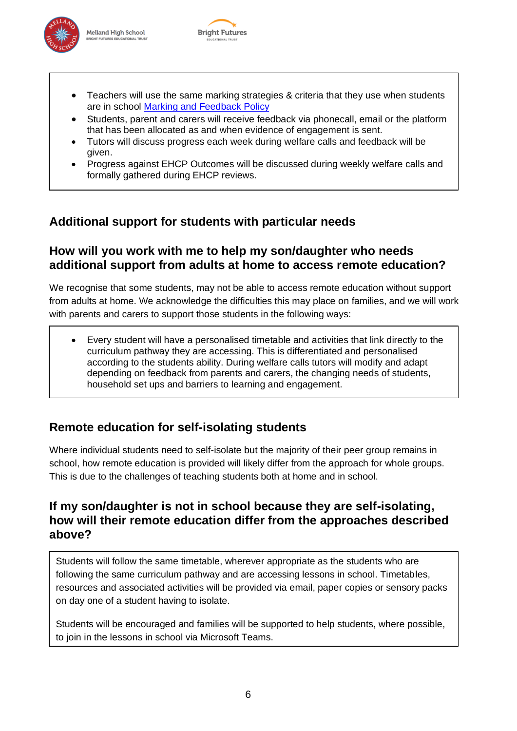- Teachers will use the same marking strategies & criteria that they use when students are in school [Marking and Feedback Policy]
- Students, parent and carers will receive feedback via phonecall, email or the platform that has been allocated as and when evidence of engagement is sent.
- Tutors will discuss progress each week during welfare calls and feedback will be given.
- Progress against EHCP Outcomes will be discussed during weekly welfare calls and formally gathered during EHCP reviews.

## Additional support for students with particular needs

### How will you work with me to help my son/daughter who needs additional support from adults at home to access remote education?

We recognise that some students, may not be able to access remote education without support from adults at home. We acknowledge the difficulties this may place on families, and we will work with parents and carers to support those students in the following ways:

- Every student will have a personalised timetable and activities that link directly to the curriculum pathway they are accessing. This is differentiated and personalised according to the students ability. During welfare calls tutors will modify and adapt depending on feedback from parents and carers, the changing needs of students, household set ups and barriers to learning and engagement.

## Remote education for self-isolating students

Where individual students need to self-isolate but the majority of their peer group remains in school, how remote education is provided will likely differ from the approach for whole groups. This is due to the challenges of teaching students both at home and in school.

### If my son/daughter is not in school because they are self-isolating, how will their remote education differ from the approaches described above?

Students will follow the same timetable, wherever appropriate as the students who are following the same curriculum pathway and are accessing lessons in school. Timetables, resources and associated activities will be provided via email, paper copies or sensory packs on day one of a student having to isolate.

Students will be encouraged and families will be supported to help students, where possible, to join in the lessons in school via Microsoft Teams.